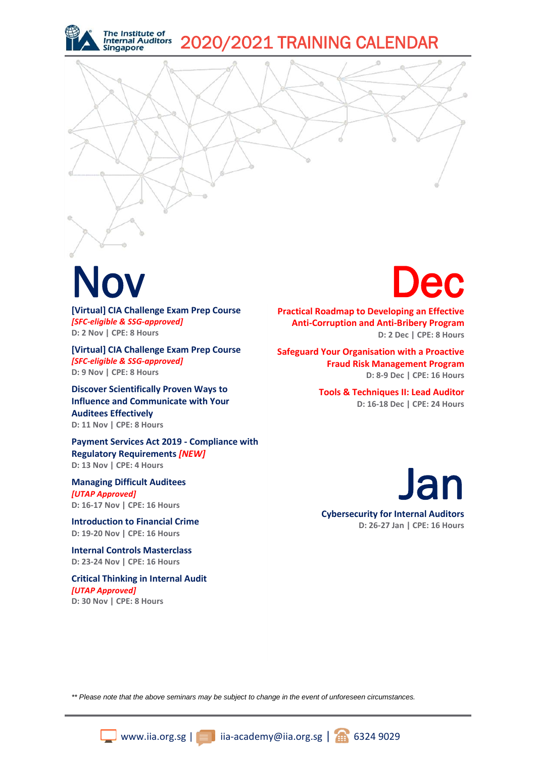The Institute of Internal Auditors Singapore

# 2020/2021 TRAINING CALENDAR

## Nov

**[Virtual] CIA Challenge Exam Prep Course**
***[SFC-eligible & SSG-approved]***
**D: 2 Nov | CPE: 8 Hours**

**[Virtual] CIA Challenge Exam Prep Course**
***[SFC-eligible & SSG-approved]***
**D: 9 Nov | CPE: 8 Hours**

**Discover Scientifically Proven Ways to Influence and Communicate with Your Auditees Effectively**
**D: 11 Nov | CPE: 8 Hours**

**Payment Services Act 2019 - Compliance with Regulatory Requirements *[NEW]***
**D: 13 Nov | CPE: 4 Hours**

**Managing Difficult Auditees**
***[UTAP Approved]***
**D: 16-17 Nov | CPE: 16 Hours**

**Introduction to Financial Crime**
**D: 19-20 Nov | CPE: 16 Hours**

**Internal Controls Masterclass**
**D: 23-24 Nov | CPE: 16 Hours**

**Critical Thinking in Internal Audit**
***[UTAP Approved]***
**D: 30 Nov | CPE: 8 Hours**

## Dec

**Practical Roadmap to Developing an Effective Anti-Corruption and Anti-Bribery Program**
**D: 2 Dec | CPE: 8 Hours**

**Safeguard Your Organisation with a Proactive Fraud Risk Management Program**
**D: 8-9 Dec | CPE: 16 Hours**

**Tools & Techniques II: Lead Auditor**
**D: 16-18 Dec | CPE: 24 Hours**

## Jan

**Cybersecurity for Internal Auditors**
**D: 26-27 Jan | CPE: 16 Hours**

*\*\* Please note that the above seminars may be subject to change in the event of unforeseen circumstances.*

www.iia.org.sg | iia-academy@iia.org.sg | 6324 9029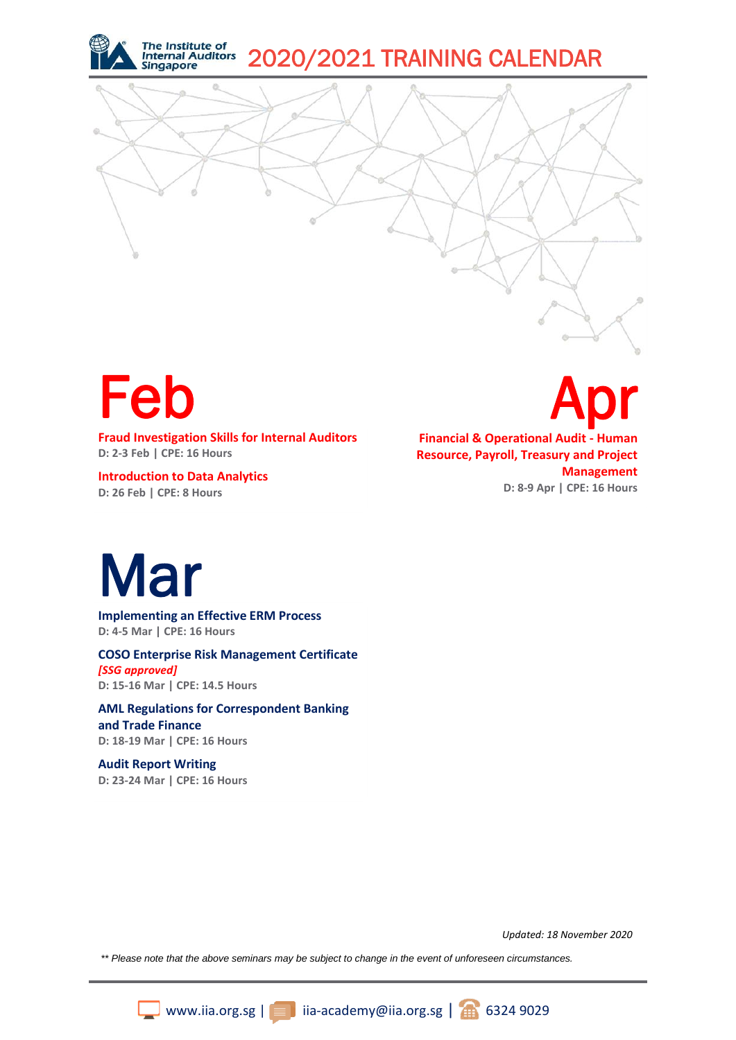# 2020/2021 TRAINING CALENDAR

## Feb

**Fraud Investigation Skills for Internal Auditors**
D: 2-3 Feb | CPE: 16 Hours

**Introduction to Data Analytics**
D: 26 Feb | CPE: 8 Hours

## Mar

**Implementing an Effective ERM Process**
D: 4-5 Mar | CPE: 16 Hours

**COSO Enterprise Risk Management Certificate**
*[SSG approved]*
D: 15-16 Mar | CPE: 14.5 Hours

**AML Regulations for Correspondent Banking and Trade Finance**
D: 18-19 Mar | CPE: 16 Hours

**Audit Report Writing**
D: 23-24 Mar | CPE: 16 Hours

## Apr

**Financial & Operational Audit - Human Resource, Payroll, Treasury and Project Management**
D: 8-9 Apr | CPE: 16 Hours

*Updated: 18 November 2020*

*** Please note that the above seminars may be subject to change in the event of unforeseen circumstances.*

www.iia.org.sg | iia-academy@iia.org.sg | 6324 9029